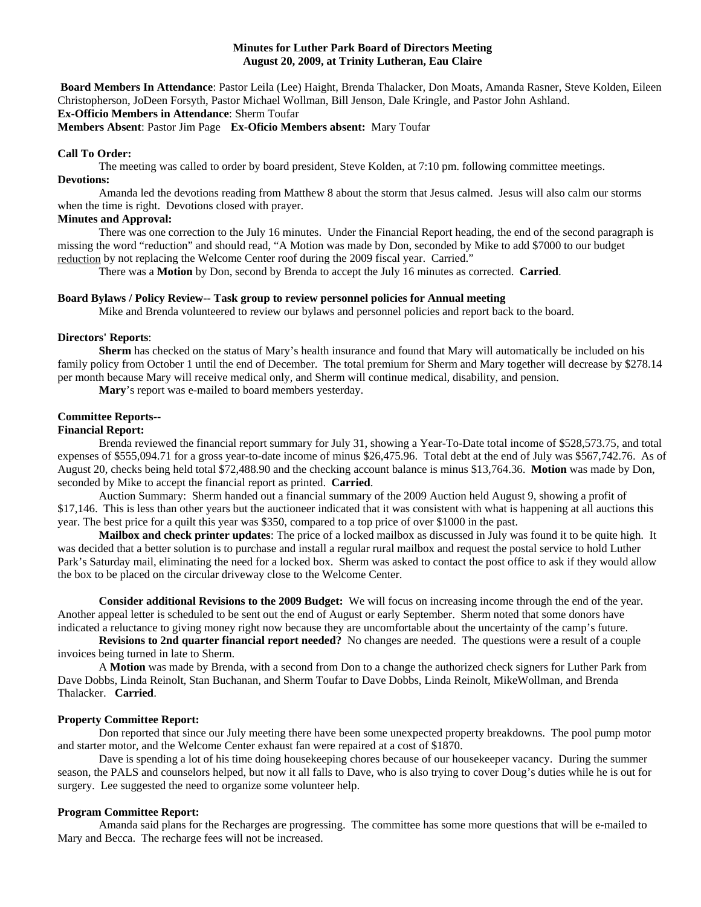**Minutes for Luther Park Board of Directors Meeting**
**August 20, 2009, at Trinity Lutheran, Eau Claire**

**Board Members In Attendance**: Pastor Leila (Lee) Haight, Brenda Thalacker, Don Moats, Amanda Rasner, Steve Kolden, Eileen Christopherson, JoDeen Forsyth, Pastor Michael Wollman, Bill Jenson, Dale Kringle, and Pastor John Ashland.
**Ex-Officio Members in Attendance**: Sherm Toufar
**Members Absent**: Pastor Jim Page **Ex-Oficio Members absent:** Mary Toufar

**Call To Order:**

The meeting was called to order by board president, Steve Kolden, at 7:10 pm. following committee meetings.

**Devotions:**

Amanda led the devotions reading from Matthew 8 about the storm that Jesus calmed. Jesus will also calm our storms when the time is right. Devotions closed with prayer.

**Minutes and Approval:**

There was one correction to the July 16 minutes. Under the Financial Report heading, the end of the second paragraph is missing the word "reduction" and should read, "A Motion was made by Don, seconded by Mike to add $7000 to our budget reduction by not replacing the Welcome Center roof during the 2009 fiscal year. Carried."

There was a **Motion** by Don, second by Brenda to accept the July 16 minutes as corrected. **Carried**.

**Board Bylaws / Policy Review-- Task group to review personnel policies for Annual meeting**

Mike and Brenda volunteered to review our bylaws and personnel policies and report back to the board.

**Directors' Reports**:

**Sherm** has checked on the status of Mary's health insurance and found that Mary will automatically be included on his family policy from October 1 until the end of December. The total premium for Sherm and Mary together will decrease by $278.14 per month because Mary will receive medical only, and Sherm will continue medical, disability, and pension.

**Mary**'s report was e-mailed to board members yesterday.

**Committee Reports--**
**Financial Report:**

Brenda reviewed the financial report summary for July 31, showing a Year-To-Date total income of $528,573.75, and total expenses of $555,094.71 for a gross year-to-date income of minus $26,475.96. Total debt at the end of July was $567,742.76. As of August 20, checks being held total $72,488.90 and the checking account balance is minus $13,764.36. **Motion** was made by Don, seconded by Mike to accept the financial report as printed. **Carried**.

Auction Summary: Sherm handed out a financial summary of the 2009 Auction held August 9, showing a profit of $17,146. This is less than other years but the auctioneer indicated that it was consistent with what is happening at all auctions this year. The best price for a quilt this year was $350, compared to a top price of over $1000 in the past.

**Mailbox and check printer updates**: The price of a locked mailbox as discussed in July was found it to be quite high. It was decided that a better solution is to purchase and install a regular rural mailbox and request the postal service to hold Luther Park's Saturday mail, eliminating the need for a locked box. Sherm was asked to contact the post office to ask if they would allow the box to be placed on the circular driveway close to the Welcome Center.

**Consider additional Revisions to the 2009 Budget:** We will focus on increasing income through the end of the year. Another appeal letter is scheduled to be sent out the end of August or early September. Sherm noted that some donors have indicated a reluctance to giving money right now because they are uncomfortable about the uncertainty of the camp's future.

**Revisions to 2nd quarter financial report needed?** No changes are needed. The questions were a result of a couple invoices being turned in late to Sherm.

A **Motion** was made by Brenda, with a second from Don to a change the authorized check signers for Luther Park from Dave Dobbs, Linda Reinolt, Stan Buchanan, and Sherm Toufar to Dave Dobbs, Linda Reinolt, MikeWollman, and Brenda Thalacker. **Carried**.

**Property Committee Report:**

Don reported that since our July meeting there have been some unexpected property breakdowns. The pool pump motor and starter motor, and the Welcome Center exhaust fan were repaired at a cost of $1870.

Dave is spending a lot of his time doing housekeeping chores because of our housekeeper vacancy. During the summer season, the PALS and counselors helped, but now it all falls to Dave, who is also trying to cover Doug's duties while he is out for surgery. Lee suggested the need to organize some volunteer help.

**Program Committee Report:**

Amanda said plans for the Recharges are progressing. The committee has some more questions that will be e-mailed to Mary and Becca. The recharge fees will not be increased.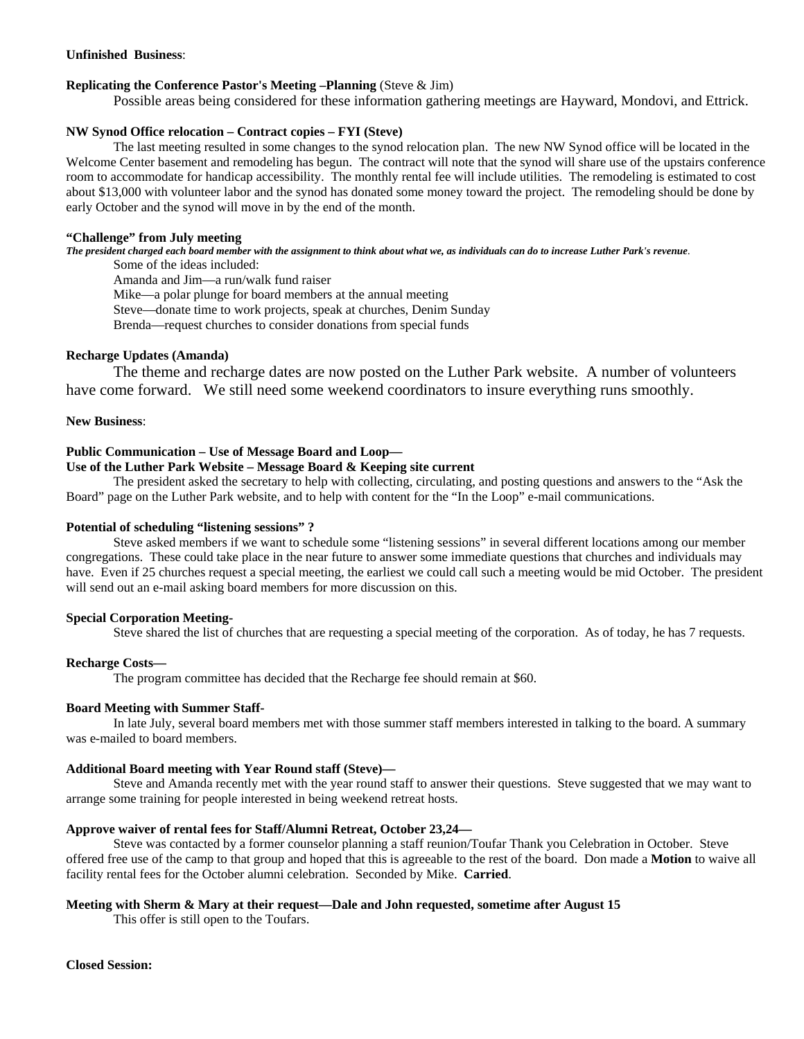**Unfinished Business**:

**Replicating the Conference Pastor's Meeting –Planning** (Steve & Jim)

Possible areas being considered for these information gathering meetings are Hayward, Mondovi, and Ettrick.

**NW Synod Office relocation – Contract copies – FYI (Steve)**

The last meeting resulted in some changes to the synod relocation plan. The new NW Synod office will be located in the Welcome Center basement and remodeling has begun. The contract will note that the synod will share use of the upstairs conference room to accommodate for handicap accessibility. The monthly rental fee will include utilities. The remodeling is estimated to cost about $13,000 with volunteer labor and the synod has donated some money toward the project. The remodeling should be done by early October and the synod will move in by the end of the month.

**"Challenge" from July meeting**

***The president charged each board member with the assignment to think about what we, as individuals can do to increase Luther Park's revenue***.

Some of the ideas included:

Amanda and Jim—a run/walk fund raiser

Mike—a polar plunge for board members at the annual meeting

Steve—donate time to work projects, speak at churches, Denim Sunday

Brenda—request churches to consider donations from special funds

**Recharge Updates (Amanda)**

The theme and recharge dates are now posted on the Luther Park website. A number of volunteers have come forward. We still need some weekend coordinators to insure everything runs smoothly.

**New Business**:

**Public Communication – Use of Message Board and Loop—**
**Use of the Luther Park Website – Message Board & Keeping site current**

The president asked the secretary to help with collecting, circulating, and posting questions and answers to the "Ask the Board" page on the Luther Park website, and to help with content for the "In the Loop" e-mail communications.

**Potential of scheduling "listening sessions" ?**

Steve asked members if we want to schedule some "listening sessions" in several different locations among our member congregations. These could take place in the near future to answer some immediate questions that churches and individuals may have. Even if 25 churches request a special meeting, the earliest we could call such a meeting would be mid October. The president will send out an e-mail asking board members for more discussion on this.

**Special Corporation Meeting**-

Steve shared the list of churches that are requesting a special meeting of the corporation. As of today, he has 7 requests.

**Recharge Costs—**

The program committee has decided that the Recharge fee should remain at $60.

**Board Meeting with Summer Staff**-

In late July, several board members met with those summer staff members interested in talking to the board. A summary was e-mailed to board members.

**Additional Board meeting with Year Round staff (Steve)—**

Steve and Amanda recently met with the year round staff to answer their questions. Steve suggested that we may want to arrange some training for people interested in being weekend retreat hosts.

**Approve waiver of rental fees for Staff/Alumni Retreat, October 23,24—**

Steve was contacted by a former counselor planning a staff reunion/Toufar Thank you Celebration in October. Steve offered free use of the camp to that group and hoped that this is agreeable to the rest of the board. Don made a **Motion** to waive all facility rental fees for the October alumni celebration. Seconded by Mike. **Carried**.

**Meeting with Sherm & Mary at their request—Dale and John requested, sometime after August 15**

This offer is still open to the Toufars.

**Closed Session:**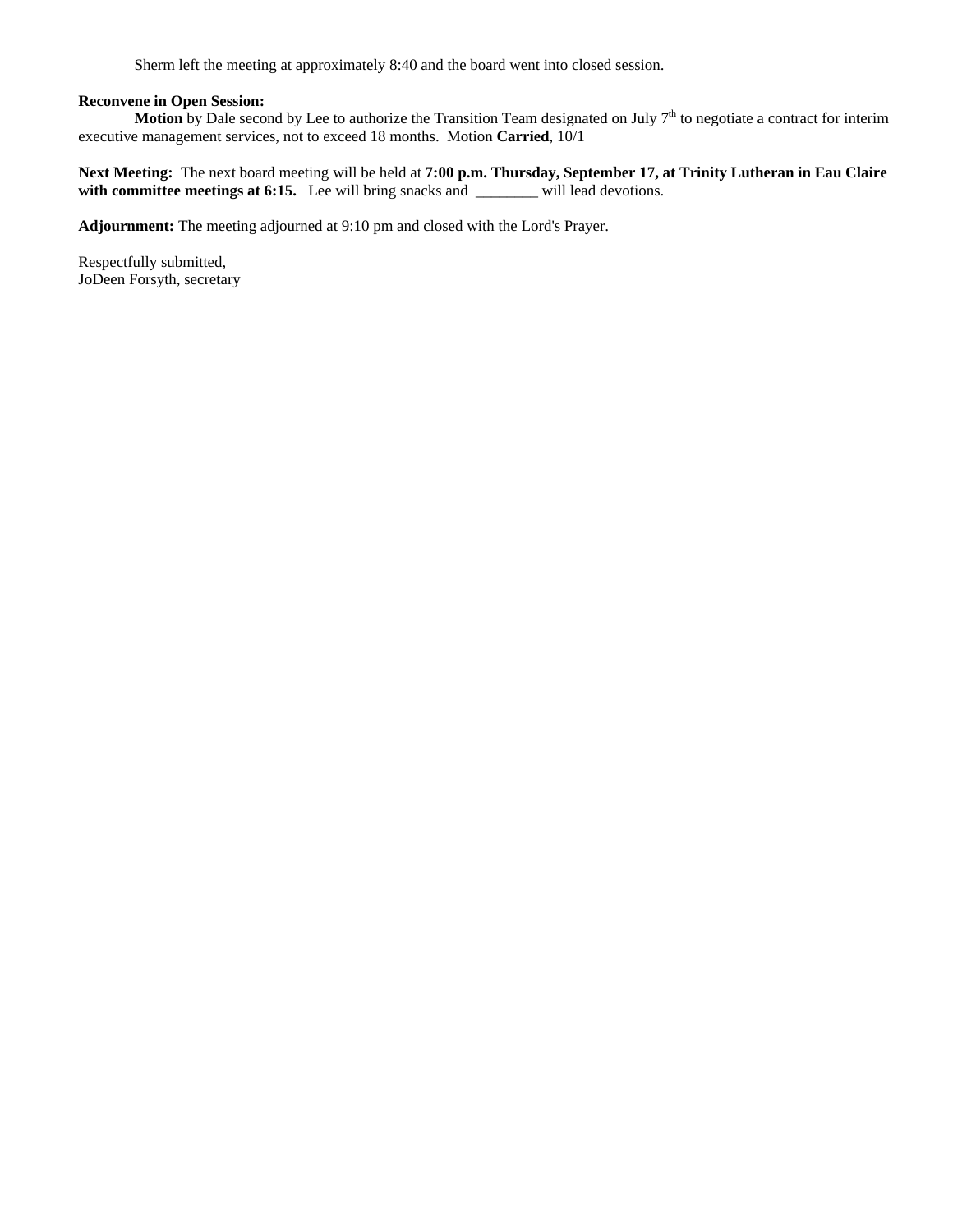Sherm left the meeting at approximately 8:40 and the board went into closed session.

**Reconvene in Open Session:**

**Motion** by Dale second by Lee to authorize the Transition Team designated on July 7th to negotiate a contract for interim executive management services, not to exceed 18 months. Motion **Carried**, 10/1

**Next Meeting:** The next board meeting will be held at **7:00 p.m. Thursday, September 17, at Trinity Lutheran in Eau Claire with committee meetings at 6:15.** Lee will bring snacks and ________ will lead devotions.

**Adjournment:** The meeting adjourned at 9:10 pm and closed with the Lord's Prayer.

Respectfully submitted,
JoDeen Forsyth, secretary